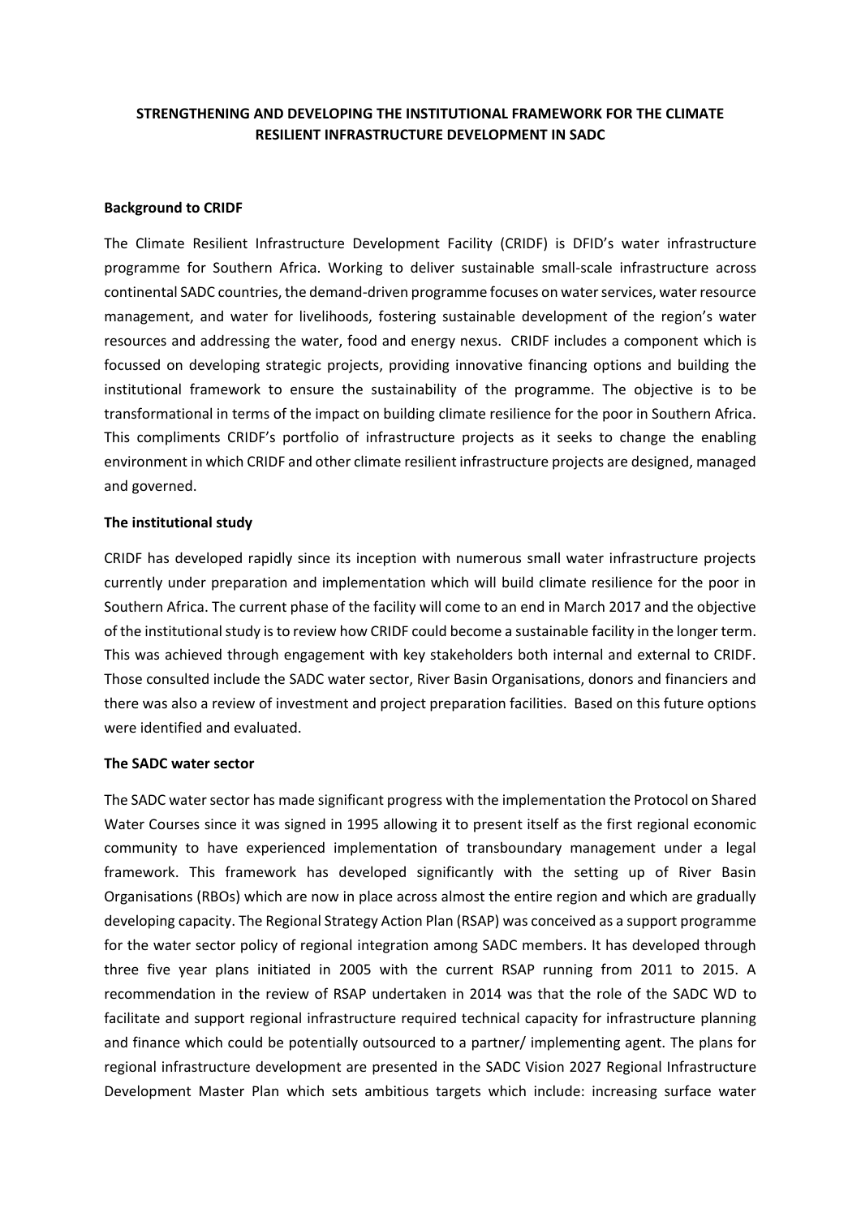# STRENGTHENING AND DEVELOPING THE INSTITUTIONAL FRAMEWORK FOR THE CLIMATE RESILIENT INFRASTRUCTURE DEVELOPMENT IN SADC

## Background to CRIDF

The Climate Resilient Infrastructure Development Facility (CRIDF) is DFID's water infrastructure programme for Southern Africa. Working to deliver sustainable small-scale infrastructure across continental SADC countries, the demand-driven programme focuses on water services, water resource management, and water for livelihoods, fostering sustainable development of the region's water resources and addressing the water, food and energy nexus. CRIDF includes a component which is focussed on developing strategic projects, providing innovative financing options and building the institutional framework to ensure the sustainability of the programme. The objective is to be transformational in terms of the impact on building climate resilience for the poor in Southern Africa. This compliments CRIDF's portfolio of infrastructure projects as it seeks to change the enabling environment in which CRIDF and other climate resilient infrastructure projects are designed, managed and governed.

## The institutional study

CRIDF has developed rapidly since its inception with numerous small water infrastructure projects currently under preparation and implementation which will build climate resilience for the poor in Southern Africa. The current phase of the facility will come to an end in March 2017 and the objective of the institutional study is to review how CRIDF could become a sustainable facility in the longer term. This was achieved through engagement with key stakeholders both internal and external to CRIDF. Those consulted include the SADC water sector, River Basin Organisations, donors and financiers and there was also a review of investment and project preparation facilities. Based on this future options were identified and evaluated.

## The SADC water sector

The SADC water sector has made significant progress with the implementation the Protocol on Shared Water Courses since it was signed in 1995 allowing it to present itself as the first regional economic community to have experienced implementation of transboundary management under a legal framework. This framework has developed significantly with the setting up of River Basin Organisations (RBOs) which are now in place across almost the entire region and which are gradually developing capacity. The Regional Strategy Action Plan (RSAP) was conceived as a support programme for the water sector policy of regional integration among SADC members. It has developed through three five year plans initiated in 2005 with the current RSAP running from 2011 to 2015. A recommendation in the review of RSAP undertaken in 2014 was that the role of the SADC WD to facilitate and support regional infrastructure required technical capacity for infrastructure planning and finance which could be potentially outsourced to a partner/ implementing agent. The plans for regional infrastructure development are presented in the SADC Vision 2027 Regional Infrastructure Development Master Plan which sets ambitious targets which include: increasing surface water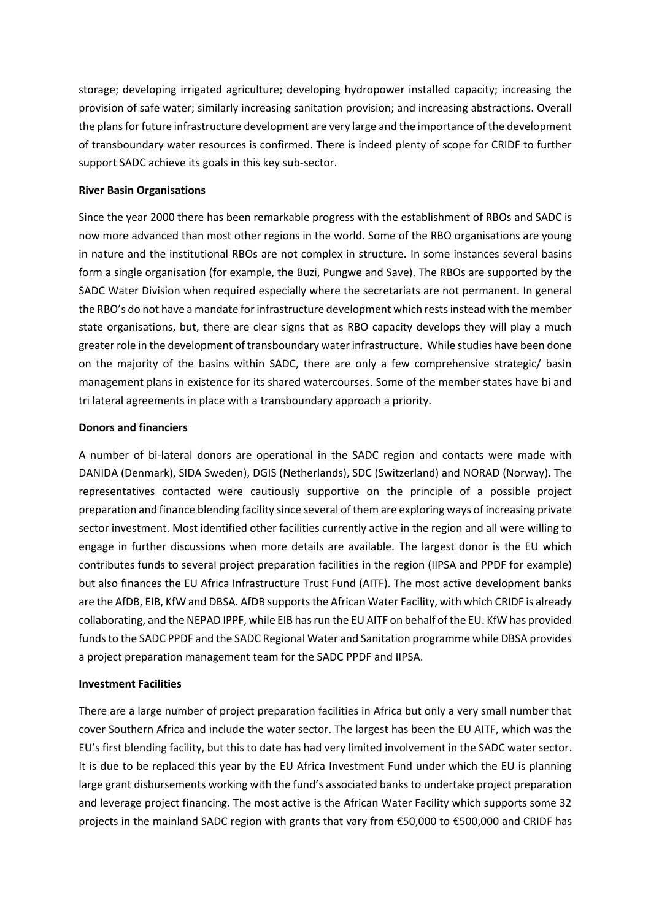storage; developing irrigated agriculture; developing hydropower installed capacity; increasing the provision of safe water; similarly increasing sanitation provision; and increasing abstractions. Overall the plans for future infrastructure development are very large and the importance of the development of transboundary water resources is confirmed. There is indeed plenty of scope for CRIDF to further support SADC achieve its goals in this key sub-sector.

**River Basin Organisations**

Since the year 2000 there has been remarkable progress with the establishment of RBOs and SADC is now more advanced than most other regions in the world. Some of the RBO organisations are young in nature and the institutional RBOs are not complex in structure. In some instances several basins form a single organisation (for example, the Buzi, Pungwe and Save). The RBOs are supported by the SADC Water Division when required especially where the secretariats are not permanent. In general the RBO's do not have a mandate for infrastructure development which rests instead with the member state organisations, but, there are clear signs that as RBO capacity develops they will play a much greater role in the development of transboundary water infrastructure. While studies have been done on the majority of the basins within SADC, there are only a few comprehensive strategic/ basin management plans in existence for its shared watercourses. Some of the member states have bi and tri lateral agreements in place with a transboundary approach a priority.

**Donors and financiers**

A number of bi-lateral donors are operational in the SADC region and contacts were made with DANIDA (Denmark), SIDA Sweden), DGIS (Netherlands), SDC (Switzerland) and NORAD (Norway). The representatives contacted were cautiously supportive on the principle of a possible project preparation and finance blending facility since several of them are exploring ways of increasing private sector investment. Most identified other facilities currently active in the region and all were willing to engage in further discussions when more details are available. The largest donor is the EU which contributes funds to several project preparation facilities in the region (IIPSA and PPDF for example) but also finances the EU Africa Infrastructure Trust Fund (AITF). The most active development banks are the AfDB, EIB, KfW and DBSA. AfDB supports the African Water Facility, with which CRIDF is already collaborating, and the NEPAD IPPF, while EIB has run the EU AITF on behalf of the EU. KfW has provided funds to the SADC PPDF and the SADC Regional Water and Sanitation programme while DBSA provides a project preparation management team for the SADC PPDF and IIPSA.

**Investment Facilities**

There are a large number of project preparation facilities in Africa but only a very small number that cover Southern Africa and include the water sector. The largest has been the EU AITF, which was the EU's first blending facility, but this to date has had very limited involvement in the SADC water sector. It is due to be replaced this year by the EU Africa Investment Fund under which the EU is planning large grant disbursements working with the fund's associated banks to undertake project preparation and leverage project financing. The most active is the African Water Facility which supports some 32 projects in the mainland SADC region with grants that vary from €50,000 to €500,000 and CRIDF has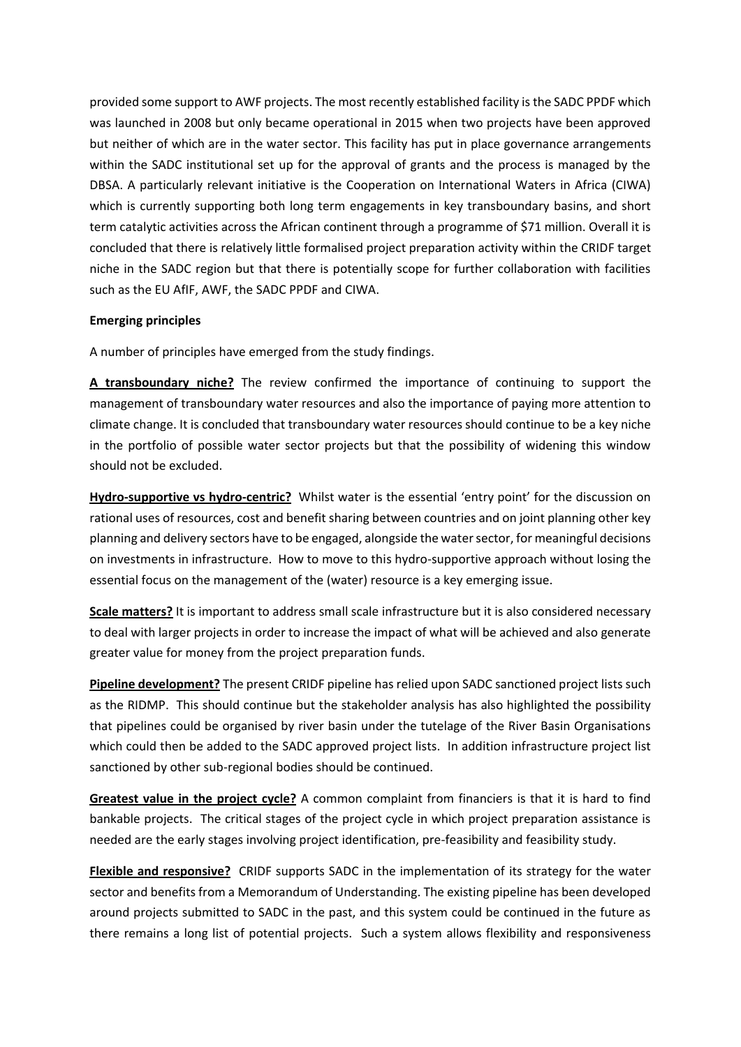provided some support to AWF projects. The most recently established facility is the SADC PPDF which was launched in 2008 but only became operational in 2015 when two projects have been approved but neither of which are in the water sector. This facility has put in place governance arrangements within the SADC institutional set up for the approval of grants and the process is managed by the DBSA. A particularly relevant initiative is the Cooperation on International Waters in Africa (CIWA) which is currently supporting both long term engagements in key transboundary basins, and short term catalytic activities across the African continent through a programme of $71 million. Overall it is concluded that there is relatively little formalised project preparation activity within the CRIDF target niche in the SADC region but that there is potentially scope for further collaboration with facilities such as the EU AfIF, AWF, the SADC PPDF and CIWA.

**Emerging principles**

A number of principles have emerged from the study findings.

**A transboundary niche?** The review confirmed the importance of continuing to support the management of transboundary water resources and also the importance of paying more attention to climate change. It is concluded that transboundary water resources should continue to be a key niche in the portfolio of possible water sector projects but that the possibility of widening this window should not be excluded.

**Hydro-supportive vs hydro-centric?** Whilst water is the essential 'entry point' for the discussion on rational uses of resources, cost and benefit sharing between countries and on joint planning other key planning and delivery sectors have to be engaged, alongside the water sector, for meaningful decisions on investments in infrastructure. How to move to this hydro-supportive approach without losing the essential focus on the management of the (water) resource is a key emerging issue.

**Scale matters?** It is important to address small scale infrastructure but it is also considered necessary to deal with larger projects in order to increase the impact of what will be achieved and also generate greater value for money from the project preparation funds.

**Pipeline development?** The present CRIDF pipeline has relied upon SADC sanctioned project lists such as the RIDMP. This should continue but the stakeholder analysis has also highlighted the possibility that pipelines could be organised by river basin under the tutelage of the River Basin Organisations which could then be added to the SADC approved project lists. In addition infrastructure project list sanctioned by other sub-regional bodies should be continued.

**Greatest value in the project cycle?** A common complaint from financiers is that it is hard to find bankable projects. The critical stages of the project cycle in which project preparation assistance is needed are the early stages involving project identification, pre-feasibility and feasibility study.

**Flexible and responsive?** CRIDF supports SADC in the implementation of its strategy for the water sector and benefits from a Memorandum of Understanding. The existing pipeline has been developed around projects submitted to SADC in the past, and this system could be continued in the future as there remains a long list of potential projects. Such a system allows flexibility and responsiveness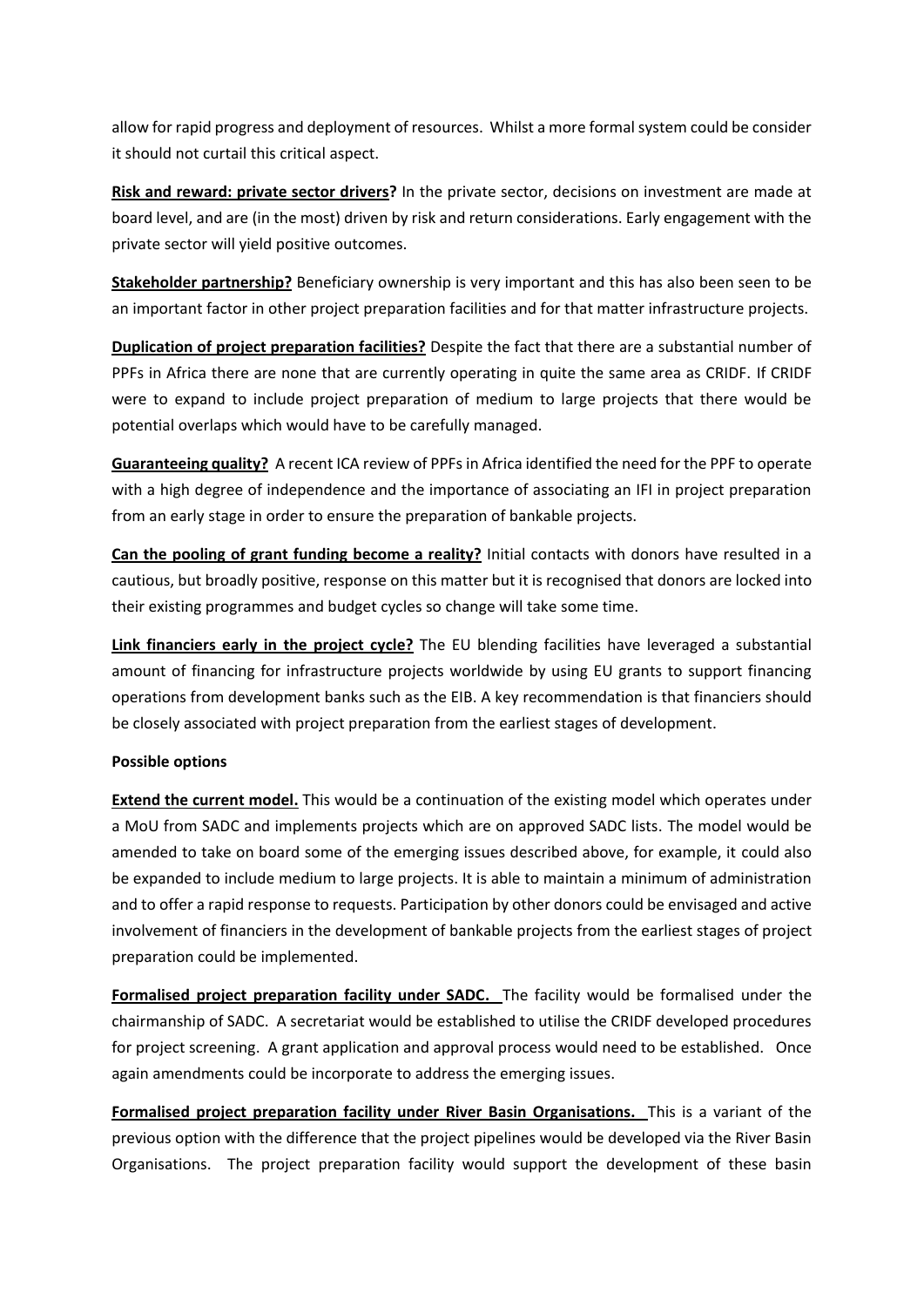allow for rapid progress and deployment of resources. Whilst a more formal system could be consider it should not curtail this critical aspect.

**Risk and reward: private sector drivers?** In the private sector, decisions on investment are made at board level, and are (in the most) driven by risk and return considerations. Early engagement with the private sector will yield positive outcomes.

**Stakeholder partnership?** Beneficiary ownership is very important and this has also been seen to be an important factor in other project preparation facilities and for that matter infrastructure projects.

**Duplication of project preparation facilities?** Despite the fact that there are a substantial number of PPFs in Africa there are none that are currently operating in quite the same area as CRIDF. If CRIDF were to expand to include project preparation of medium to large projects that there would be potential overlaps which would have to be carefully managed.

**Guaranteeing quality?** A recent ICA review of PPFs in Africa identified the need for the PPF to operate with a high degree of independence and the importance of associating an IFI in project preparation from an early stage in order to ensure the preparation of bankable projects.

**Can the pooling of grant funding become a reality?** Initial contacts with donors have resulted in a cautious, but broadly positive, response on this matter but it is recognised that donors are locked into their existing programmes and budget cycles so change will take some time.

**Link financiers early in the project cycle?** The EU blending facilities have leveraged a substantial amount of financing for infrastructure projects worldwide by using EU grants to support financing operations from development banks such as the EIB. A key recommendation is that financiers should be closely associated with project preparation from the earliest stages of development.

**Possible options**

**Extend the current model.** This would be a continuation of the existing model which operates under a MoU from SADC and implements projects which are on approved SADC lists. The model would be amended to take on board some of the emerging issues described above, for example, it could also be expanded to include medium to large projects. It is able to maintain a minimum of administration and to offer a rapid response to requests. Participation by other donors could be envisaged and active involvement of financiers in the development of bankable projects from the earliest stages of project preparation could be implemented.

**Formalised project preparation facility under SADC.** The facility would be formalised under the chairmanship of SADC. A secretariat would be established to utilise the CRIDF developed procedures for project screening. A grant application and approval process would need to be established. Once again amendments could be incorporate to address the emerging issues.

**Formalised project preparation facility under River Basin Organisations.** This is a variant of the previous option with the difference that the project pipelines would be developed via the River Basin Organisations. The project preparation facility would support the development of these basin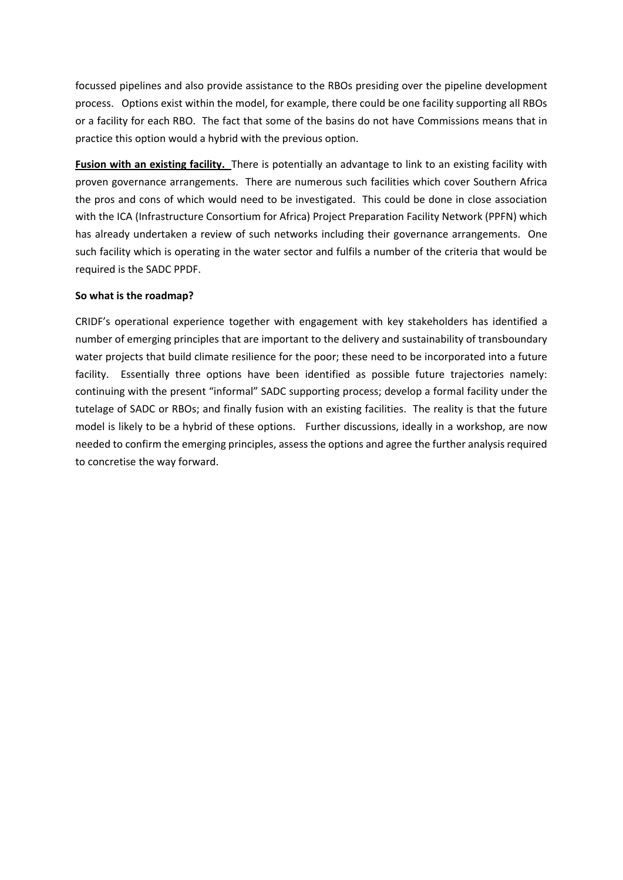focussed pipelines and also provide assistance to the RBOs presiding over the pipeline development process. Options exist within the model, for example, there could be one facility supporting all RBOs or a facility for each RBO. The fact that some of the basins do not have Commissions means that in practice this option would a hybrid with the previous option.

**Fusion with an existing facility.** There is potentially an advantage to link to an existing facility with proven governance arrangements. There are numerous such facilities which cover Southern Africa the pros and cons of which would need to be investigated. This could be done in close association with the ICA (Infrastructure Consortium for Africa) Project Preparation Facility Network (PPFN) which has already undertaken a review of such networks including their governance arrangements. One such facility which is operating in the water sector and fulfils a number of the criteria that would be required is the SADC PPDF.

**So what is the roadmap?**

CRIDF's operational experience together with engagement with key stakeholders has identified a number of emerging principles that are important to the delivery and sustainability of transboundary water projects that build climate resilience for the poor; these need to be incorporated into a future facility. Essentially three options have been identified as possible future trajectories namely: continuing with the present "informal" SADC supporting process; develop a formal facility under the tutelage of SADC or RBOs; and finally fusion with an existing facilities. The reality is that the future model is likely to be a hybrid of these options. Further discussions, ideally in a workshop, are now needed to confirm the emerging principles, assess the options and agree the further analysis required to concretise the way forward.